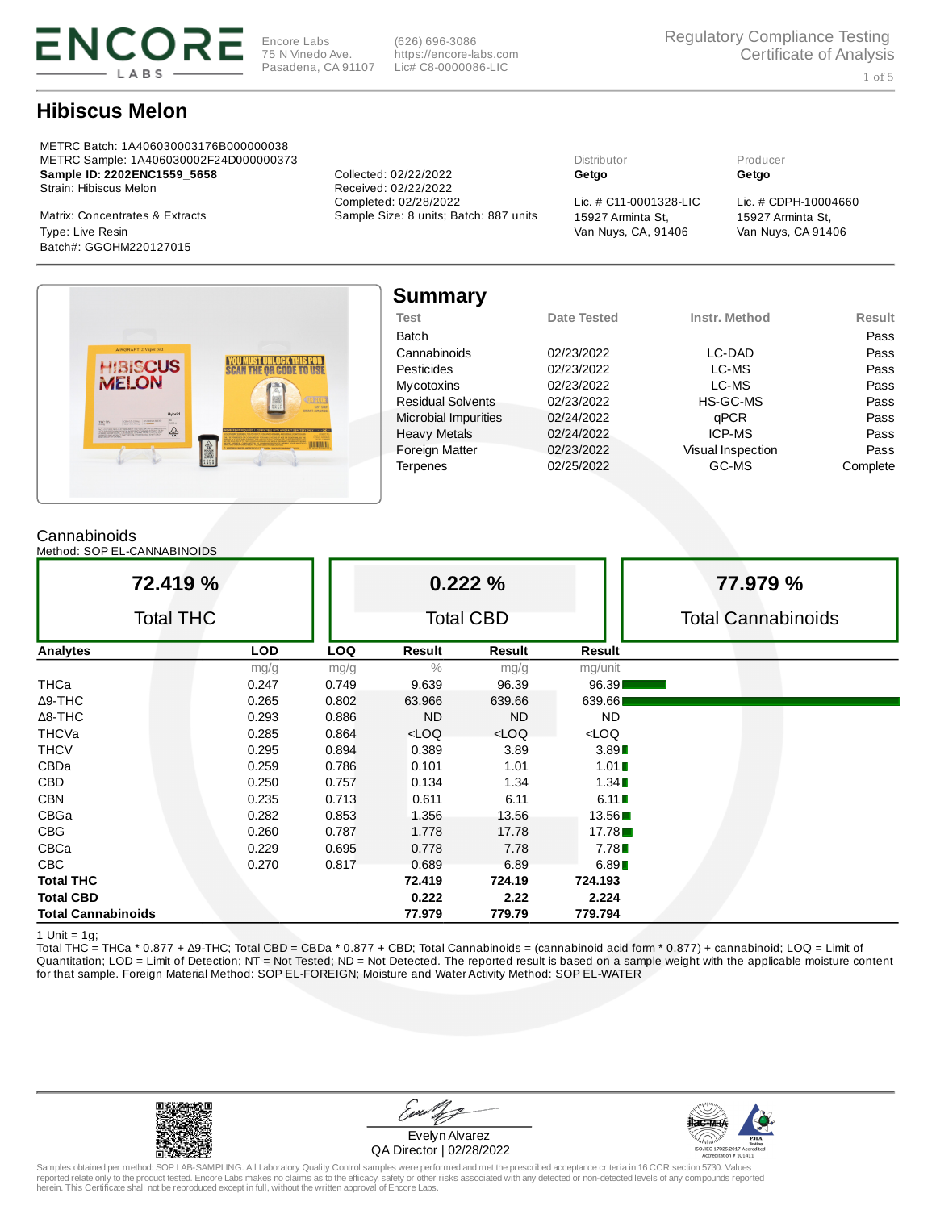ENCORE LABS

Encore Labs
75 N Vinedo Ave.
Pasadena, CA 91107

(626) 696-3086
https://encore-labs.com
Lic# C8-0000086-LIC

Regulatory Compliance Testing
Certificate of Analysis

# Hibiscus Melon

METRC Batch: 1A406030003176B000000038
METRC Sample: 1A406030002F24D000000373
**Sample ID: 2202ENC1559_5658**
Strain: Hibiscus Melon

Matrix: Concentrates & Extracts
Type: Live Resin
Batch#: GGOHM220127015

Collected: 02/22/2022
Received: 02/22/2022
Completed: 02/28/2022
Sample Size: 8 units; Batch: 887 units

Distributor
**Getgo**
Lic. # C11-0001328-LIC
15927 Arminta St,
Van Nuys, CA, 91406

Producer
**Getgo**
Lic. # CDPH-10004660
15927 Arminta St,
Van Nuys, CA 91406

## Summary

| Test | Date Tested | Instr. Method | Result |
|---|---|---|---|
| Batch | | | Pass |
| Cannabinoids | 02/23/2022 | LC-DAD | Pass |
| Pesticides | 02/23/2022 | LC-MS | Pass |
| Mycotoxins | 02/23/2022 | LC-MS | Pass |
| Residual Solvents | 02/23/2022 | HS-GC-MS | Pass |
| Microbial Impurities | 02/24/2022 | qPCR | Pass |
| Heavy Metals | 02/24/2022 | ICP-MS | Pass |
| Foreign Matter | 02/23/2022 | Visual Inspection | Pass |
| Terpenes | 02/25/2022 | GC-MS | Complete |

## Cannabinoids

Method: SOP EL-CANNABINOIDS

| 72.419 % Total THC | 0.222 % Total CBD | 77.979 % Total Cannabinoids |
|---|---|---|

| Analytes | LOD | LOQ | Result | Result | Result |
|---|---|---|---|---|---|
| | mg/g | mg/g | % | mg/g | mg/unit |
| THCa | 0.247 | 0.749 | 9.639 | 96.39 | 96.39 |
| Δ9-THC | 0.265 | 0.802 | 63.966 | 639.66 | 639.66 |
| Δ8-THC | 0.293 | 0.886 | ND | ND | ND |
| THCVa | 0.285 | 0.864 | <LOQ | <LOQ | <LOQ |
| THCV | 0.295 | 0.894 | 0.389 | 3.89 | 3.89 |
| CBDa | 0.259 | 0.786 | 0.101 | 1.01 | 1.01 |
| CBD | 0.250 | 0.757 | 0.134 | 1.34 | 1.34 |
| CBN | 0.235 | 0.713 | 0.611 | 6.11 | 6.11 |
| CBGa | 0.282 | 0.853 | 1.356 | 13.56 | 13.56 |
| CBG | 0.260 | 0.787 | 1.778 | 17.78 | 17.78 |
| CBCa | 0.229 | 0.695 | 0.778 | 7.78 | 7.78 |
| CBC | 0.270 | 0.817 | 0.689 | 6.89 | 6.89 |
| **Total THC** | | | **72.419** | **724.19** | **724.193** |
| **Total CBD** | | | **0.222** | **2.22** | **2.224** |
| **Total Cannabinoids** | | | **77.979** | **779.79** | **779.794** |

1 Unit = 1g;
Total THC = THCa * 0.877 + Δ9-THC; Total CBD = CBDa * 0.877 + CBD; Total Cannabinoids = (cannabinoid acid form * 0.877) + cannabinoid; LOQ = Limit of Quantitation; LOD = Limit of Detection; NT = Not Tested; ND = Not Detected. The reported result is based on a sample weight with the applicable moisture content for that sample. Foreign Material Method: SOP EL-FOREIGN; Moisture and Water Activity Method: SOP EL-WATER

Evelyn Alvarez
QA Director | 02/28/2022

ISO/IEC 17025:2017 Accredited
Accreditation # 101411

Samples obtained per method: SOP LAB-SAMPLING. All Laboratory Quality Control samples were performed and met the prescribed acceptance criteria in 16 CCR section 5730. Values reported relate only to the product tested. Encore Labs makes no claims as to the efficacy, safety or other risks associated with any detected or non-detected levels of any compounds reported herein. This Certificate shall not be reproduced except in full, without the written approval of Encore Labs.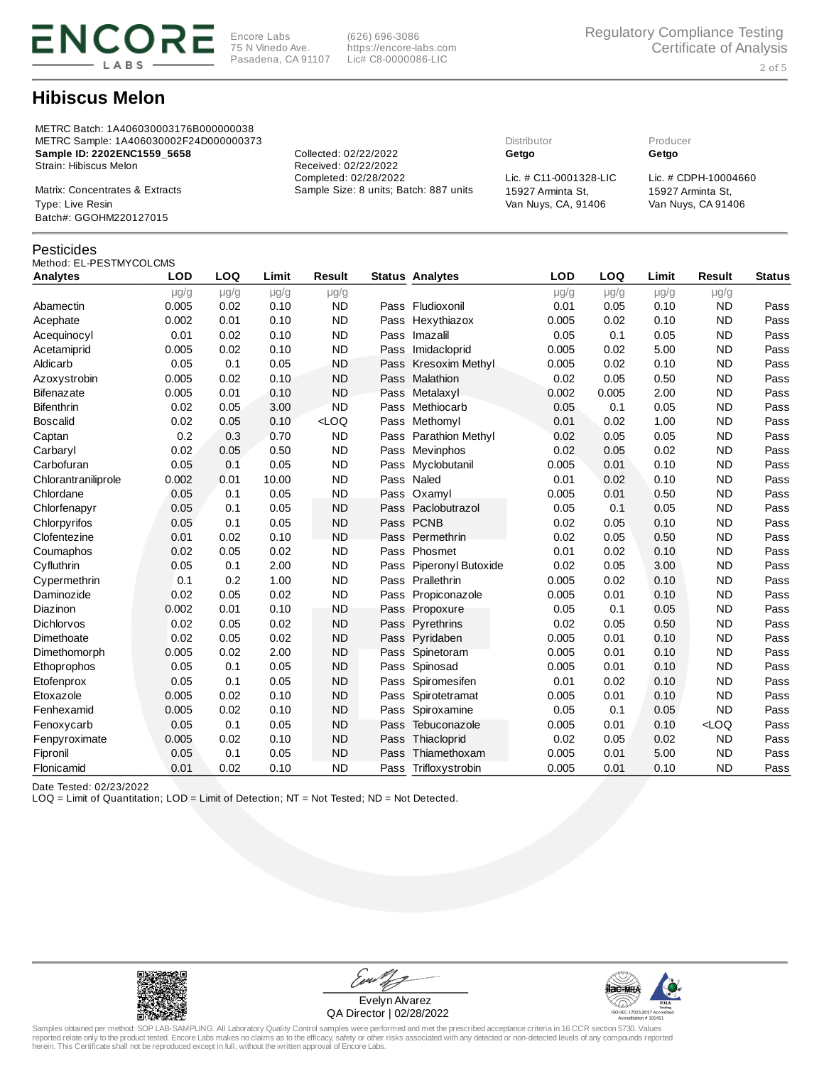# Hibiscus Melon

METRC Batch: 1A406030003176B000000038
METRC Sample: 1A406030002F24D000000373
**Sample ID: 2202ENC1559_5658**
Strain: Hibiscus Melon

Matrix: Concentrates & Extracts
Type: Live Resin
Batch#: GGOHM220127015

Collected: 02/22/2022
Received: 02/22/2022
Completed: 02/28/2022
Sample Size: 8 units; Batch: 887 units

Distributor
**Getgo**

Lic. # C11-0001328-LIC
15927 Arminta St,
Van Nuys, CA, 91406

Producer
**Getgo**

Lic. # CDPH-10004660
15927 Arminta St,
Van Nuys, CA 91406

## Pesticides

Method: EL-PESTMYCOLCMS

| Analytes | LOD | LOQ | Limit | Result | Status | Analytes | LOD | LOQ | Limit | Result | Status |
|---|---|---|---|---|---|---|---|---|---|---|---|
| | μg/g | μg/g | μg/g | μg/g | | | μg/g | μg/g | μg/g | μg/g | |
| Abamectin | 0.005 | 0.02 | 0.10 | ND | Pass | Fludioxonil | 0.01 | 0.05 | 0.10 | ND | Pass |
| Acephate | 0.002 | 0.01 | 0.10 | ND | Pass | Hexythiazox | 0.005 | 0.02 | 0.10 | ND | Pass |
| Acequinocyl | 0.01 | 0.02 | 0.10 | ND | Pass | Imazalil | 0.05 | 0.1 | 0.05 | ND | Pass |
| Acetamiprid | 0.005 | 0.02 | 0.10 | ND | Pass | Imidacloprid | 0.005 | 0.02 | 5.00 | ND | Pass |
| Aldicarb | 0.05 | 0.1 | 0.05 | ND | Pass | Kresoxim Methyl | 0.005 | 0.02 | 0.10 | ND | Pass |
| Azoxystrobin | 0.005 | 0.02 | 0.10 | ND | Pass | Malathion | 0.02 | 0.05 | 0.50 | ND | Pass |
| Bifenazate | 0.005 | 0.01 | 0.10 | ND | Pass | Metalaxyl | 0.002 | 0.005 | 2.00 | ND | Pass |
| Bifenthrin | 0.02 | 0.05 | 3.00 | ND | Pass | Methiocarb | 0.05 | 0.1 | 0.05 | ND | Pass |
| Boscalid | 0.02 | 0.05 | 0.10 | <LOQ | Pass | Methomyl | 0.01 | 0.02 | 1.00 | ND | Pass |
| Captan | 0.2 | 0.3 | 0.70 | ND | Pass | Parathion Methyl | 0.02 | 0.05 | 0.05 | ND | Pass |
| Carbaryl | 0.02 | 0.05 | 0.50 | ND | Pass | Mevinphos | 0.02 | 0.05 | 0.02 | ND | Pass |
| Carbofuran | 0.05 | 0.1 | 0.05 | ND | Pass | Myclobutanil | 0.005 | 0.01 | 0.10 | ND | Pass |
| Chlorantraniliprole | 0.002 | 0.01 | 10.00 | ND | Pass | Naled | 0.01 | 0.02 | 0.10 | ND | Pass |
| Chlordane | 0.05 | 0.1 | 0.05 | ND | Pass | Oxamyl | 0.005 | 0.01 | 0.50 | ND | Pass |
| Chlorfenapyr | 0.05 | 0.1 | 0.05 | ND | Pass | Paclobutrazol | 0.05 | 0.1 | 0.05 | ND | Pass |
| Chlorpyrifos | 0.05 | 0.1 | 0.05 | ND | Pass | PCNB | 0.02 | 0.05 | 0.10 | ND | Pass |
| Clofentezine | 0.01 | 0.02 | 0.10 | ND | Pass | Permethrin | 0.02 | 0.05 | 0.50 | ND | Pass |
| Coumaphos | 0.02 | 0.05 | 0.02 | ND | Pass | Phosmet | 0.01 | 0.02 | 0.10 | ND | Pass |
| Cyfluthrin | 0.05 | 0.1 | 2.00 | ND | Pass | Piperonyl Butoxide | 0.02 | 0.05 | 3.00 | ND | Pass |
| Cypermethrin | 0.1 | 0.2 | 1.00 | ND | Pass | Prallethrin | 0.005 | 0.02 | 0.10 | ND | Pass |
| Daminozide | 0.02 | 0.05 | 0.02 | ND | Pass | Propiconazole | 0.005 | 0.01 | 0.10 | ND | Pass |
| Diazinon | 0.002 | 0.01 | 0.10 | ND | Pass | Propoxure | 0.05 | 0.1 | 0.05 | ND | Pass |
| Dichlorvos | 0.02 | 0.05 | 0.02 | ND | Pass | Pyrethrins | 0.02 | 0.05 | 0.50 | ND | Pass |
| Dimethoate | 0.02 | 0.05 | 0.02 | ND | Pass | Pyridaben | 0.005 | 0.01 | 0.10 | ND | Pass |
| Dimethomorph | 0.005 | 0.02 | 2.00 | ND | Pass | Spinetoram | 0.005 | 0.01 | 0.10 | ND | Pass |
| Ethoprophos | 0.05 | 0.1 | 0.05 | ND | Pass | Spinosad | 0.005 | 0.01 | 0.10 | ND | Pass |
| Etofenprox | 0.05 | 0.1 | 0.05 | ND | Pass | Spiromesifen | 0.01 | 0.02 | 0.10 | ND | Pass |
| Etoxazole | 0.005 | 0.02 | 0.10 | ND | Pass | Spirotetramat | 0.005 | 0.01 | 0.10 | ND | Pass |
| Fenhexamid | 0.005 | 0.02 | 0.10 | ND | Pass | Spiroxamine | 0.05 | 0.1 | 0.05 | ND | Pass |
| Fenoxycarb | 0.05 | 0.1 | 0.05 | ND | Pass | Tebuconazole | 0.005 | 0.01 | 0.10 | <LOQ | Pass |
| Fenpyroximate | 0.005 | 0.02 | 0.10 | ND | Pass | Thiacloprid | 0.02 | 0.05 | 0.02 | ND | Pass |
| Fipronil | 0.05 | 0.1 | 0.05 | ND | Pass | Thiamethoxam | 0.005 | 0.01 | 5.00 | ND | Pass |
| Flonicamid | 0.01 | 0.02 | 0.10 | ND | Pass | Trifloxystrobin | 0.005 | 0.01 | 0.10 | ND | Pass |

Date Tested: 02/23/2022
LOQ = Limit of Quantitation; LOD = Limit of Detection; NT = Not Tested; ND = Not Detected.

Evelyn Alvarez
QA Director | 02/28/2022

Samples obtained per method: SOP LAB-SAMPLING. All Laboratory Quality Control samples were performed and met the prescribed acceptance criteria in 16 CCR section 5730. Values reported relate only to the product tested. Encore Labs makes no claims as to the efficacy, safety or other risks associated with any detected or non-detected levels of any compounds reported herein. This Certificate shall not be reproduced except in full, without the written approval of Encore Labs.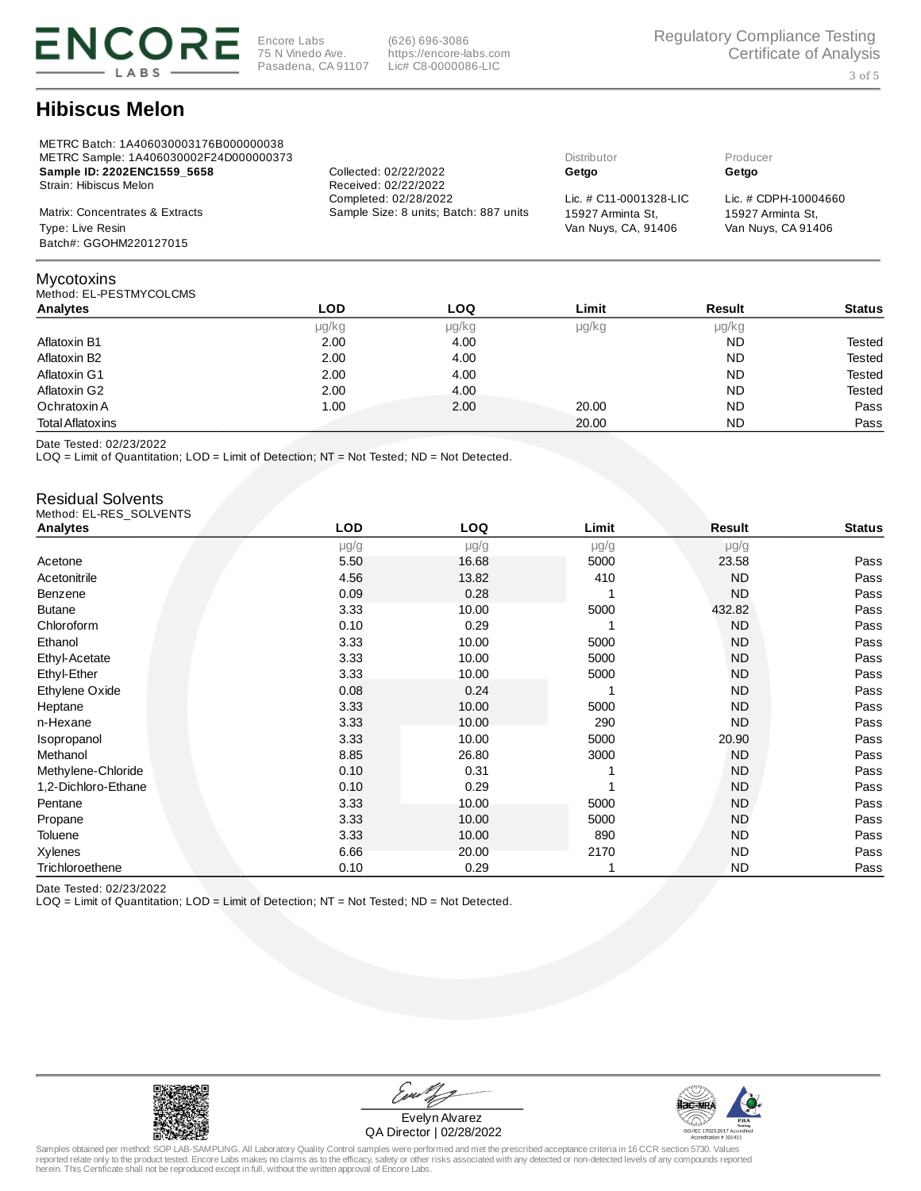Encore Labs
75 N Vinedo Ave.
Pasadena, CA 91107

(626) 696-3086
https://encore-labs.com
Lic# C8-0000086-LIC

Regulatory Compliance Testing
Certificate of Analysis

# Hibiscus Melon

METRC Batch: 1A406030003176B000000038
METRC Sample: 1A406030002F24D000000373
**Sample ID: 2202ENC1559_5658**
Strain: Hibiscus Melon

Matrix: Concentrates & Extracts
Type: Live Resin
Batch#: GGOHM220127015

Collected: 02/22/2022
Received: 02/22/2022
Completed: 02/28/2022
Sample Size: 8 units; Batch: 887 units

Distributor
**Getgo**
Lic. # C11-0001328-LIC
15927 Arminta St,
Van Nuys, CA, 91406

Producer
**Getgo**
Lic. # CDPH-10004660
15927 Arminta St,
Van Nuys, CA 91406

## Mycotoxins

Method: EL-PESTMYCOLCMS

| Analytes | LOD | LOQ | Limit | Result | Status |
|---|---|---|---|---|---|
| | µg/kg | µg/kg | µg/kg | µg/kg | |
| Aflatoxin B1 | 2.00 | 4.00 | | ND | Tested |
| Aflatoxin B2 | 2.00 | 4.00 | | ND | Tested |
| Aflatoxin G1 | 2.00 | 4.00 | | ND | Tested |
| Aflatoxin G2 | 2.00 | 4.00 | | ND | Tested |
| Ochratoxin A | 1.00 | 2.00 | 20.00 | ND | Pass |
| Total Aflatoxins | | | 20.00 | ND | Pass |

Date Tested: 02/23/2022
LOQ = Limit of Quantitation; LOD = Limit of Detection; NT = Not Tested; ND = Not Detected.

## Residual Solvents

Method: EL-RES_SOLVENTS

| Analytes | LOD | LOQ | Limit | Result | Status |
|---|---|---|---|---|---|
| | µg/g | µg/g | µg/g | µg/g | |
| Acetone | 5.50 | 16.68 | 5000 | 23.58 | Pass |
| Acetonitrile | 4.56 | 13.82 | 410 | ND | Pass |
| Benzene | 0.09 | 0.28 | 1 | ND | Pass |
| Butane | 3.33 | 10.00 | 5000 | 432.82 | Pass |
| Chloroform | 0.10 | 0.29 | 1 | ND | Pass |
| Ethanol | 3.33 | 10.00 | 5000 | ND | Pass |
| Ethyl-Acetate | 3.33 | 10.00 | 5000 | ND | Pass |
| Ethyl-Ether | 3.33 | 10.00 | 5000 | ND | Pass |
| Ethylene Oxide | 0.08 | 0.24 | 1 | ND | Pass |
| Heptane | 3.33 | 10.00 | 5000 | ND | Pass |
| n-Hexane | 3.33 | 10.00 | 290 | ND | Pass |
| Isopropanol | 3.33 | 10.00 | 5000 | 20.90 | Pass |
| Methanol | 8.85 | 26.80 | 3000 | ND | Pass |
| Methylene-Chloride | 0.10 | 0.31 | 1 | ND | Pass |
| 1,2-Dichloro-Ethane | 0.10 | 0.29 | 1 | ND | Pass |
| Pentane | 3.33 | 10.00 | 5000 | ND | Pass |
| Propane | 3.33 | 10.00 | 5000 | ND | Pass |
| Toluene | 3.33 | 10.00 | 890 | ND | Pass |
| Xylenes | 6.66 | 20.00 | 2170 | ND | Pass |
| Trichloroethene | 0.10 | 0.29 | 1 | ND | Pass |

Date Tested: 02/23/2022
LOQ = Limit of Quantitation; LOD = Limit of Detection; NT = Not Tested; ND = Not Detected.

Evelyn Alvarez
QA Director | 02/28/2022

ISO/IEC 17025:2017 Accredited
Accreditation # 101411

Samples obtained per method: SOP LAB-SAMPLING. All Laboratory Quality Control samples were performed and met the prescribed acceptance criteria in 16 CCR section 5730. Values reported relate only to the product tested. Encore Labs makes no claims as to the efficacy, safety or other risks associated with any detected or non-detected levels of any compounds reported herein. This Certificate shall not be reproduced except in full, without the written approval of Encore Labs.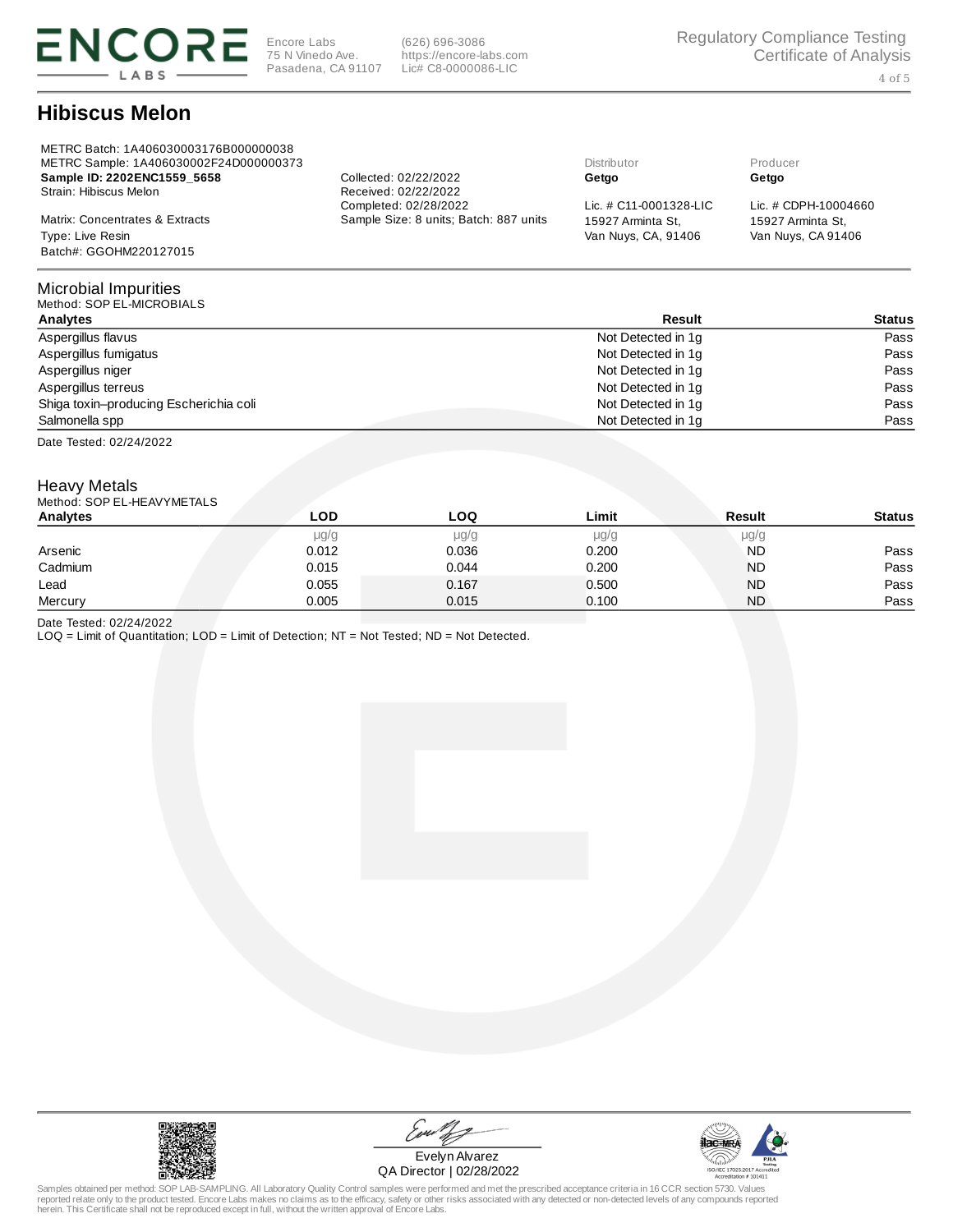Encore Labs
75 N Vinedo Ave.
Pasadena, CA 91107

(626) 696-3086
https://encore-labs.com
Lic# C8-0000086-LIC

Regulatory Compliance Testing
Certificate of Analysis

# Hibiscus Melon

METRC Batch: 1A406030003176B000000038
METRC Sample: 1A406030002F24D000000373
**Sample ID: 2202ENC1559_5658**
Strain: Hibiscus Melon

Matrix: Concentrates & Extracts
Type: Live Resin
Batch#: GGOHM220127015

Collected: 02/22/2022
Received: 02/22/2022
Completed: 02/28/2022
Sample Size: 8 units; Batch: 887 units

Distributor
**Getgo**
Lic. # C11-0001328-LIC
15927 Arminta St,
Van Nuys, CA, 91406

Producer
**Getgo**
Lic. # CDPH-10004660
15927 Arminta St,
Van Nuys, CA 91406

## Microbial Impurities

Method: SOP EL-MICROBIALS

| Analytes | Result | Status |
|---|---|---|
| Aspergillus flavus | Not Detected in 1g | Pass |
| Aspergillus fumigatus | Not Detected in 1g | Pass |
| Aspergillus niger | Not Detected in 1g | Pass |
| Aspergillus terreus | Not Detected in 1g | Pass |
| Shiga toxin–producing Escherichia coli | Not Detected in 1g | Pass |
| Salmonella spp | Not Detected in 1g | Pass |

Date Tested: 02/24/2022

## Heavy Metals

Method: SOP EL-HEAVYMETALS

| Analytes | LOD | LOQ | Limit | Result | Status |
|---|---|---|---|---|---|
| | μg/g | μg/g | μg/g | μg/g | |
| Arsenic | 0.012 | 0.036 | 0.200 | ND | Pass |
| Cadmium | 0.015 | 0.044 | 0.200 | ND | Pass |
| Lead | 0.055 | 0.167 | 0.500 | ND | Pass |
| Mercury | 0.005 | 0.015 | 0.100 | ND | Pass |

Date Tested: 02/24/2022
LOQ = Limit of Quantitation; LOD = Limit of Detection; NT = Not Tested; ND = Not Detected.

Evelyn Alvarez
QA Director | 02/28/2022

ISO/IEC 17025:2017 Accredited
Accreditation # 101411

Samples obtained per method: SOP LAB-SAMPLING. All Laboratory Quality Control samples were performed and met the prescribed acceptance criteria in 16 CCR section 5730. Values reported relate only to the product tested. Encore Labs makes no claims as to the efficacy, safety or other risks associated with any detected or non-detected levels of any compounds reported herein. This Certificate shall not be reproduced except in full, without the written approval of Encore Labs.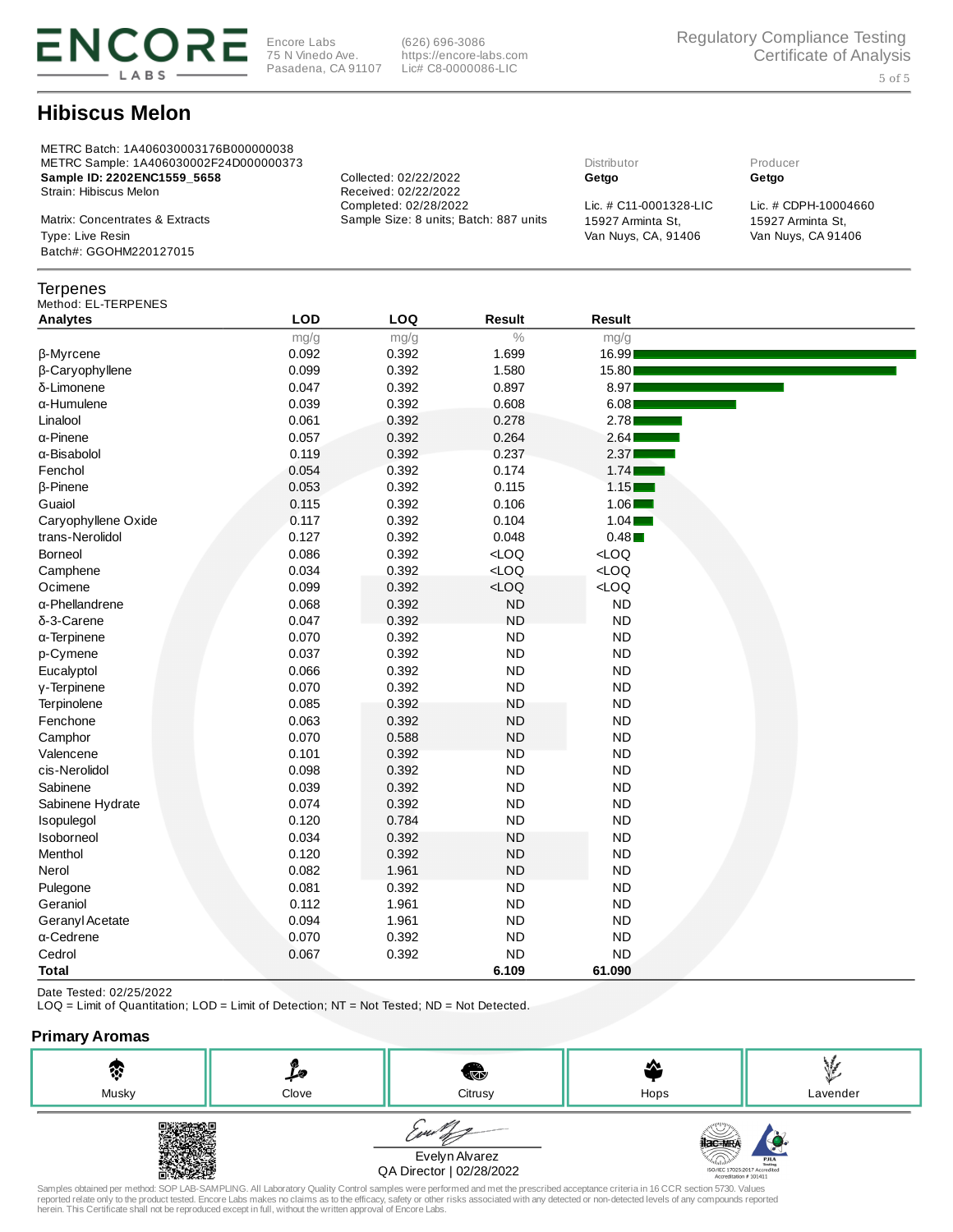# Hibiscus Melon

METRC Batch: 1A406030003176B000000038
METRC Sample: 1A406030002F24D000000373
**Sample ID: 2202ENC1559_5658**
Strain: Hibiscus Melon

Matrix: Concentrates & Extracts
Type: Live Resin
Batch#: GGOHM220127015

Collected: 02/22/2022
Received: 02/22/2022
Completed: 02/28/2022
Sample Size: 8 units; Batch: 887 units

Distributor
**Getgo**
Lic. # C11-0001328-LIC
15927 Arminta St,
Van Nuys, CA, 91406

Producer
**Getgo**
Lic. # CDPH-10004660
15927 Arminta St,
Van Nuys, CA 91406

## Terpenes

Method: EL-TERPENES

| Analytes | LOD | LOQ | Result | Result |
|---|---|---|---|---|
| | mg/g | mg/g | % | mg/g |
| β-Myrcene | 0.092 | 0.392 | 1.699 | 16.99 |
| β-Caryophyllene | 0.099 | 0.392 | 1.580 | 15.80 |
| δ-Limonene | 0.047 | 0.392 | 0.897 | 8.97 |
| α-Humulene | 0.039 | 0.392 | 0.608 | 6.08 |
| Linalool | 0.061 | 0.392 | 0.278 | 2.78 |
| α-Pinene | 0.057 | 0.392 | 0.264 | 2.64 |
| α-Bisabolol | 0.119 | 0.392 | 0.237 | 2.37 |
| Fenchol | 0.054 | 0.392 | 0.174 | 1.74 |
| β-Pinene | 0.053 | 0.392 | 0.115 | 1.15 |
| Guaiol | 0.115 | 0.392 | 0.106 | 1.06 |
| Caryophyllene Oxide | 0.117 | 0.392 | 0.104 | 1.04 |
| trans-Nerolidol | 0.127 | 0.392 | 0.048 | 0.48 |
| Borneol | 0.086 | 0.392 | <LOQ | <LOQ |
| Camphene | 0.034 | 0.392 | <LOQ | <LOQ |
| Ocimene | 0.099 | 0.392 | <LOQ | <LOQ |
| α-Phellandrene | 0.068 | 0.392 | ND | ND |
| δ-3-Carene | 0.047 | 0.392 | ND | ND |
| α-Terpinene | 0.070 | 0.392 | ND | ND |
| p-Cymene | 0.037 | 0.392 | ND | ND |
| Eucalyptol | 0.066 | 0.392 | ND | ND |
| γ-Terpinene | 0.070 | 0.392 | ND | ND |
| Terpinolene | 0.085 | 0.392 | ND | ND |
| Fenchone | 0.063 | 0.392 | ND | ND |
| Camphor | 0.070 | 0.588 | ND | ND |
| Valencene | 0.101 | 0.392 | ND | ND |
| cis-Nerolidol | 0.098 | 0.392 | ND | ND |
| Sabinene | 0.039 | 0.392 | ND | ND |
| Sabinene Hydrate | 0.074 | 0.392 | ND | ND |
| Isopulegol | 0.120 | 0.784 | ND | ND |
| Isoborneol | 0.034 | 0.392 | ND | ND |
| Menthol | 0.120 | 0.392 | ND | ND |
| Nerol | 0.082 | 1.961 | ND | ND |
| Pulegone | 0.081 | 0.392 | ND | ND |
| Geraniol | 0.112 | 1.961 | ND | ND |
| Geranyl Acetate | 0.094 | 1.961 | ND | ND |
| α-Cedrene | 0.070 | 0.392 | ND | ND |
| Cedrol | 0.067 | 0.392 | ND | ND |
| **Total** | | | **6.109** | **61.090** |

Date Tested: 02/25/2022
LOQ = Limit of Quantitation; LOD = Limit of Detection; NT = Not Tested; ND = Not Detected.

## Primary Aromas

Musky | Clove | Citrusy | Hops | Lavender

Evelyn Alvarez
QA Director | 02/28/2022

Samples obtained per method: SOP LAB-SAMPLING. All Laboratory Quality Control samples were performed and met the prescribed acceptance criteria in 16 CCR section 5730. Values reported relate only to the product tested. Encore Labs makes no claims as to the efficacy, safety or other risks associated with any detected or non-detected levels of any compounds reported herein. This Certificate shall not be reproduced except in full, without the written approval of Encore Labs.